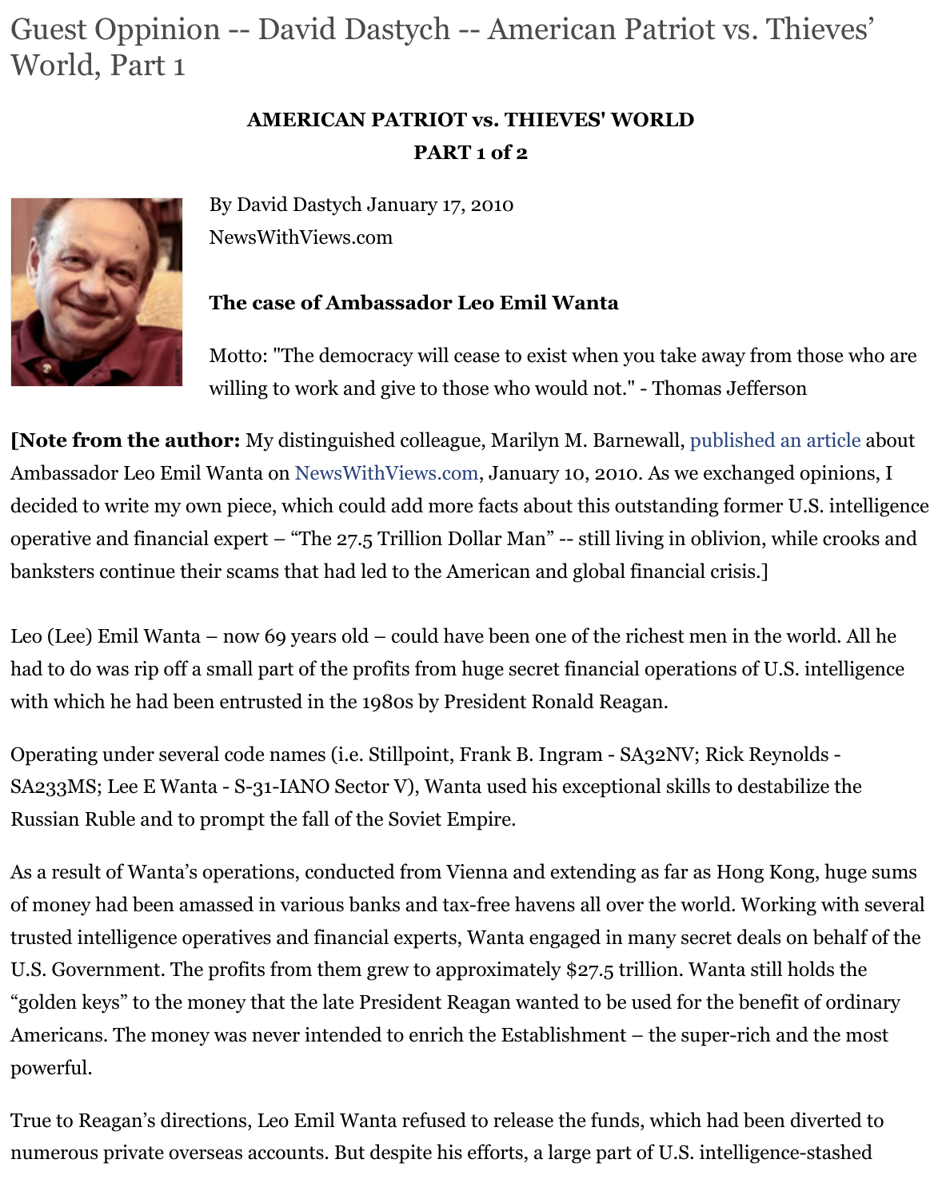# Guest Oppinion -- David Dastych -- American Patriot vs. Thieves' World, Part 1

**AMERICAN PATRIOT vs. THIEVES' WORLD**

**PART 1 of 2**

By David Dastych January 17, 2010

NewsWithViews.com

**The case of Ambassador Leo Emil Wanta**

Motto: "The democracy will cease to exist when you take away from those who are willing to work and give to those who would not." - Thomas Jefferson

**[Note from the author:** My distinguished colleague, Marilyn M. Barnewall, published an article about Ambassador Leo Emil Wanta on NewsWithViews.com, January 10, 2010. As we exchanged opinions, I decided to write my own piece, which could add more facts about this outstanding former U.S. intelligence operative and financial expert – "The 27.5 Trillion Dollar Man" -- still living in oblivion, while crooks and banksters continue their scams that had led to the American and global financial crisis.]

Leo (Lee) Emil Wanta – now 69 years old – could have been one of the richest men in the world. All he had to do was rip off a small part of the profits from huge secret financial operations of U.S. intelligence with which he had been entrusted in the 1980s by President Ronald Reagan.

Operating under several code names (i.e. Stillpoint, Frank B. Ingram - SA32NV; Rick Reynolds - SA233MS; Lee E Wanta - S-31-IANO Sector V), Wanta used his exceptional skills to destabilize the Russian Ruble and to prompt the fall of the Soviet Empire.

As a result of Wanta's operations, conducted from Vienna and extending as far as Hong Kong, huge sums of money had been amassed in various banks and tax-free havens all over the world. Working with several trusted intelligence operatives and financial experts, Wanta engaged in many secret deals on behalf of the U.S. Government. The profits from them grew to approximately $27.5 trillion. Wanta still holds the "golden keys" to the money that the late President Reagan wanted to be used for the benefit of ordinary Americans. The money was never intended to enrich the Establishment – the super-rich and the most powerful.

True to Reagan's directions, Leo Emil Wanta refused to release the funds, which had been diverted to numerous private overseas accounts. But despite his efforts, a large part of U.S. intelligence-stashed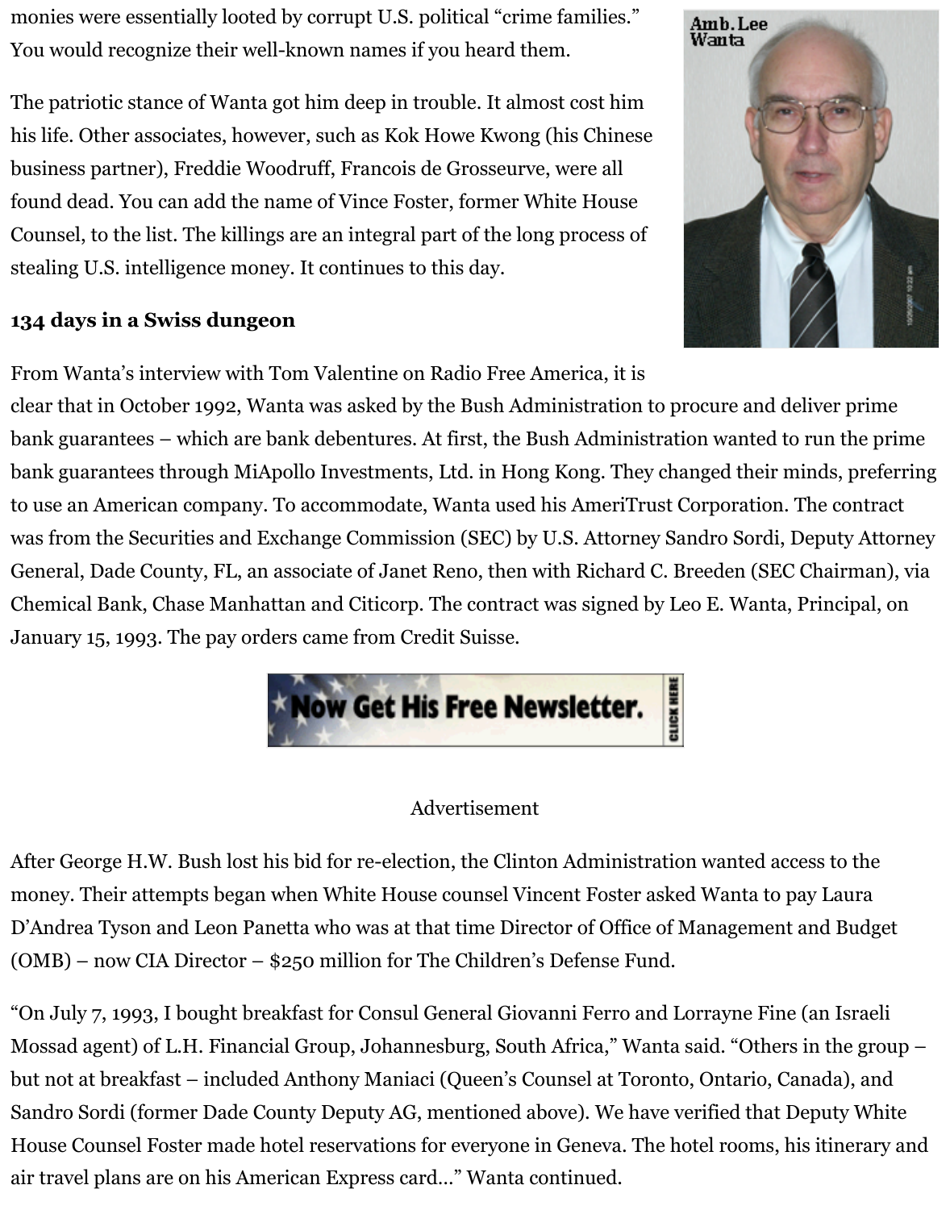monies were essentially looted by corrupt U.S. political "crime families." You would recognize their well-known names if you heard them.

The patriotic stance of Wanta got him deep in trouble. It almost cost him his life. Other associates, however, such as Kok Howe Kwong (his Chinese business partner), Freddie Woodruff, Francois de Grosseurve, were all found dead. You can add the name of Vince Foster, former White House Counsel, to the list. The killings are an integral part of the long process of stealing U.S. intelligence money. It continues to this day.

### 134 days in a Swiss dungeon

From Wanta's interview with Tom Valentine on Radio Free America, it is clear that in October 1992, Wanta was asked by the Bush Administration to procure and deliver prime bank guarantees – which are bank debentures. At first, the Bush Administration wanted to run the prime bank guarantees through MiApollo Investments, Ltd. in Hong Kong. They changed their minds, preferring to use an American company. To accommodate, Wanta used his AmeriTrust Corporation. The contract was from the Securities and Exchange Commission (SEC) by U.S. Attorney Sandro Sordi, Deputy Attorney General, Dade County, FL, an associate of Janet Reno, then with Richard C. Breeden (SEC Chairman), via Chemical Bank, Chase Manhattan and Citicorp. The contract was signed by Leo E. Wanta, Principal, on January 15, 1993. The pay orders came from Credit Suisse.

Now Get His Free Newsletter.

Advertisement

After George H.W. Bush lost his bid for re-election, the Clinton Administration wanted access to the money. Their attempts began when White House counsel Vincent Foster asked Wanta to pay Laura D'Andrea Tyson and Leon Panetta who was at that time Director of Office of Management and Budget (OMB) – now CIA Director – $250 million for The Children's Defense Fund.

"On July 7, 1993, I bought breakfast for Consul General Giovanni Ferro and Lorrayne Fine (an Israeli Mossad agent) of L.H. Financial Group, Johannesburg, South Africa," Wanta said. "Others in the group – but not at breakfast – included Anthony Maniaci (Queen's Counsel at Toronto, Ontario, Canada), and Sandro Sordi (former Dade County Deputy AG, mentioned above). We have verified that Deputy White House Counsel Foster made hotel reservations for everyone in Geneva. The hotel rooms, his itinerary and air travel plans are on his American Express card…" Wanta continued.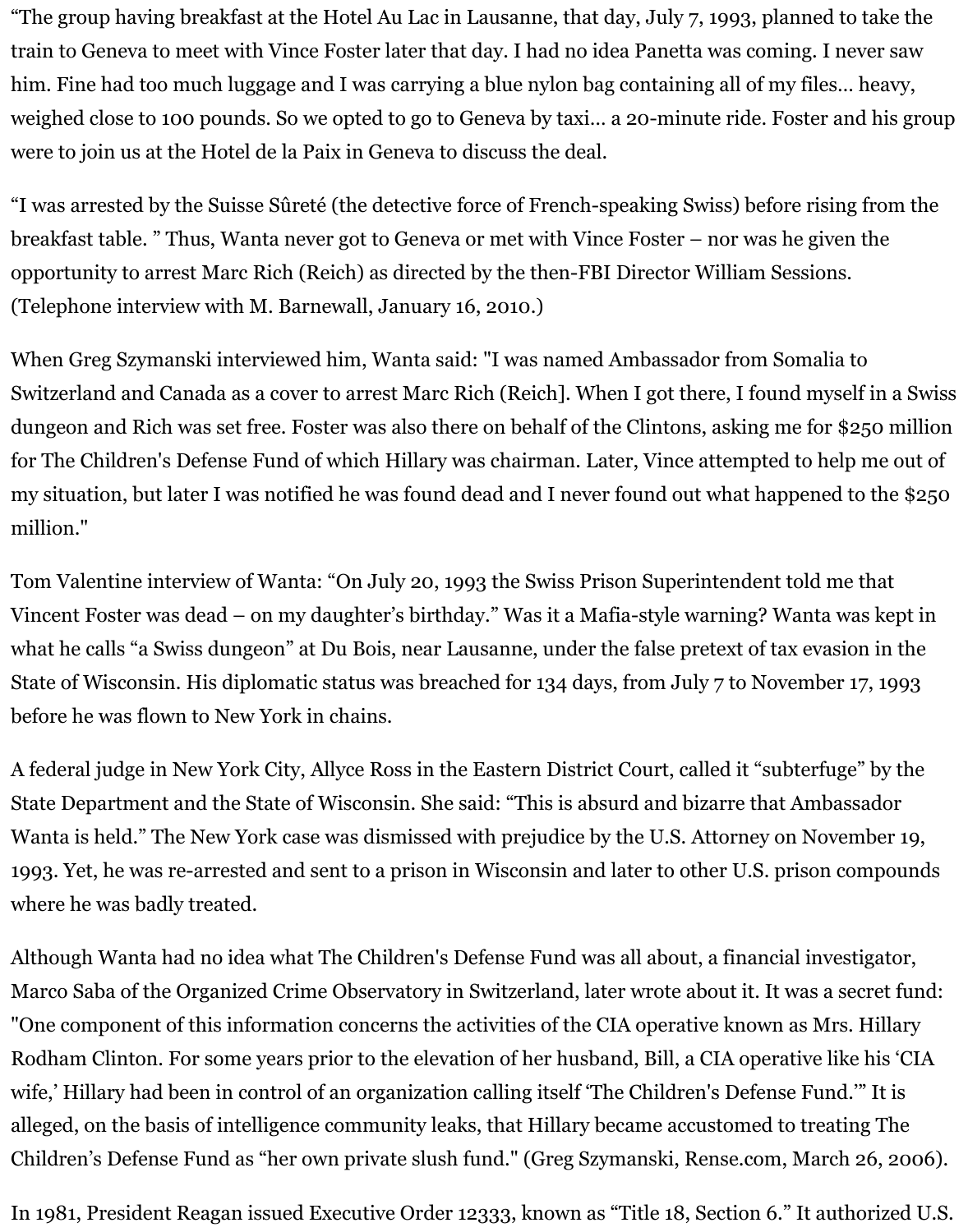"The group having breakfast at the Hotel Au Lac in Lausanne, that day, July 7, 1993, planned to take the train to Geneva to meet with Vince Foster later that day. I had no idea Panetta was coming. I never saw him. Fine had too much luggage and I was carrying a blue nylon bag containing all of my files… heavy, weighed close to 100 pounds. So we opted to go to Geneva by taxi… a 20-minute ride. Foster and his group were to join us at the Hotel de la Paix in Geneva to discuss the deal.

"I was arrested by the Suisse Sûreté (the detective force of French-speaking Swiss) before rising from the breakfast table. " Thus, Wanta never got to Geneva or met with Vince Foster – nor was he given the opportunity to arrest Marc Rich (Reich) as directed by the then-FBI Director William Sessions. (Telephone interview with M. Barnewall, January 16, 2010.)

When Greg Szymanski interviewed him, Wanta said: "I was named Ambassador from Somalia to Switzerland and Canada as a cover to arrest Marc Rich (Reich]. When I got there, I found myself in a Swiss dungeon and Rich was set free. Foster was also there on behalf of the Clintons, asking me for $250 million for The Children's Defense Fund of which Hillary was chairman. Later, Vince attempted to help me out of my situation, but later I was notified he was found dead and I never found out what happened to the $250 million."

Tom Valentine interview of Wanta: "On July 20, 1993 the Swiss Prison Superintendent told me that Vincent Foster was dead – on my daughter's birthday." Was it a Mafia-style warning? Wanta was kept in what he calls "a Swiss dungeon" at Du Bois, near Lausanne, under the false pretext of tax evasion in the State of Wisconsin. His diplomatic status was breached for 134 days, from July 7 to November 17, 1993 before he was flown to New York in chains.

A federal judge in New York City, Allyce Ross in the Eastern District Court, called it "subterfuge" by the State Department and the State of Wisconsin. She said: "This is absurd and bizarre that Ambassador Wanta is held." The New York case was dismissed with prejudice by the U.S. Attorney on November 19, 1993. Yet, he was re-arrested and sent to a prison in Wisconsin and later to other U.S. prison compounds where he was badly treated.

Although Wanta had no idea what The Children's Defense Fund was all about, a financial investigator, Marco Saba of the Organized Crime Observatory in Switzerland, later wrote about it. It was a secret fund: "One component of this information concerns the activities of the CIA operative known as Mrs. Hillary Rodham Clinton. For some years prior to the elevation of her husband, Bill, a CIA operative like his 'CIA wife,' Hillary had been in control of an organization calling itself 'The Children's Defense Fund.'" It is alleged, on the basis of intelligence community leaks, that Hillary became accustomed to treating The Children's Defense Fund as "her own private slush fund." (Greg Szymanski, Rense.com, March 26, 2006).

In 1981, President Reagan issued Executive Order 12333, known as "Title 18, Section 6." It authorized U.S.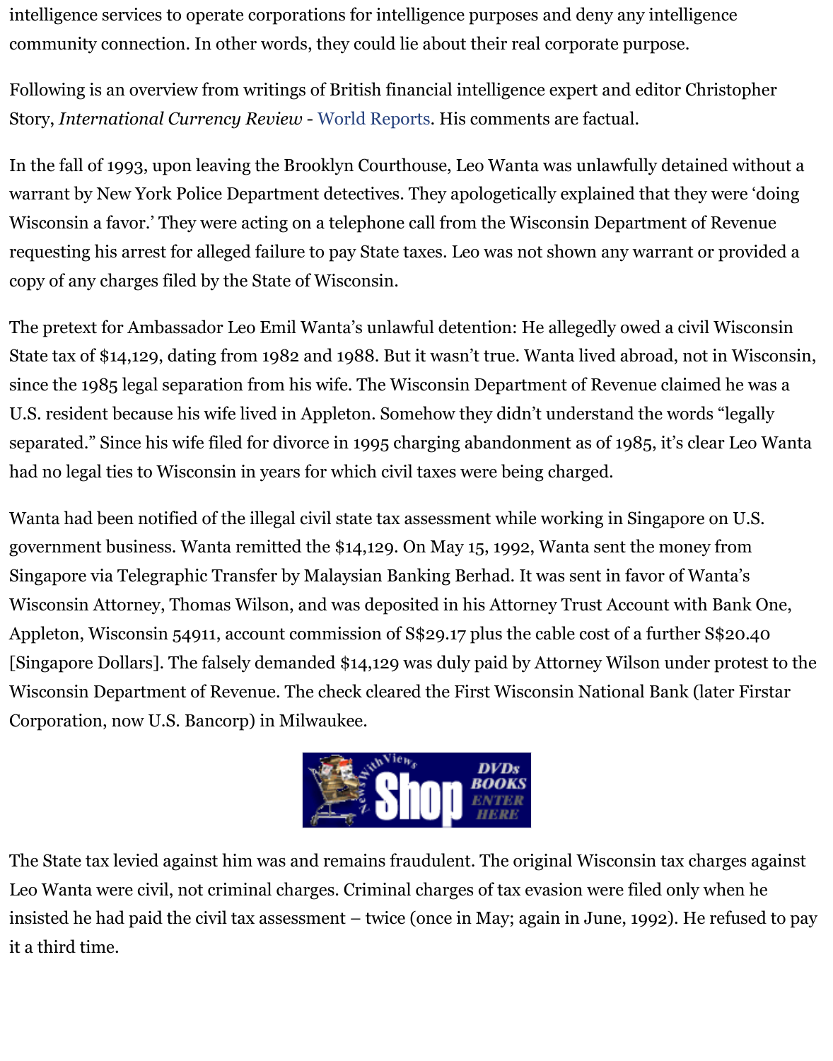intelligence services to operate corporations for intelligence purposes and deny any intelligence community connection. In other words, they could lie about their real corporate purpose.

Following is an overview from writings of British financial intelligence expert and editor Christopher Story, *International Currency Review* - World Reports. His comments are factual.

In the fall of 1993, upon leaving the Brooklyn Courthouse, Leo Wanta was unlawfully detained without a warrant by New York Police Department detectives. They apologetically explained that they were 'doing Wisconsin a favor.' They were acting on a telephone call from the Wisconsin Department of Revenue requesting his arrest for alleged failure to pay State taxes. Leo was not shown any warrant or provided a copy of any charges filed by the State of Wisconsin.

The pretext for Ambassador Leo Emil Wanta's unlawful detention: He allegedly owed a civil Wisconsin State tax of $14,129, dating from 1982 and 1988. But it wasn't true. Wanta lived abroad, not in Wisconsin, since the 1985 legal separation from his wife. The Wisconsin Department of Revenue claimed he was a U.S. resident because his wife lived in Appleton. Somehow they didn't understand the words "legally separated." Since his wife filed for divorce in 1995 charging abandonment as of 1985, it's clear Leo Wanta had no legal ties to Wisconsin in years for which civil taxes were being charged.

Wanta had been notified of the illegal civil state tax assessment while working in Singapore on U.S. government business. Wanta remitted the $14,129. On May 15, 1992, Wanta sent the money from Singapore via Telegraphic Transfer by Malaysian Banking Berhad. It was sent in favor of Wanta's Wisconsin Attorney, Thomas Wilson, and was deposited in his Attorney Trust Account with Bank One, Appleton, Wisconsin 54911, account commission of S$29.17 plus the cable cost of a further S$20.40 [Singapore Dollars]. The falsely demanded $14,129 was duly paid by Attorney Wilson under protest to the Wisconsin Department of Revenue. The check cleared the First Wisconsin National Bank (later Firstar Corporation, now U.S. Bancorp) in Milwaukee.

The State tax levied against him was and remains fraudulent. The original Wisconsin tax charges against Leo Wanta were civil, not criminal charges. Criminal charges of tax evasion were filed only when he insisted he had paid the civil tax assessment – twice (once in May; again in June, 1992). He refused to pay it a third time.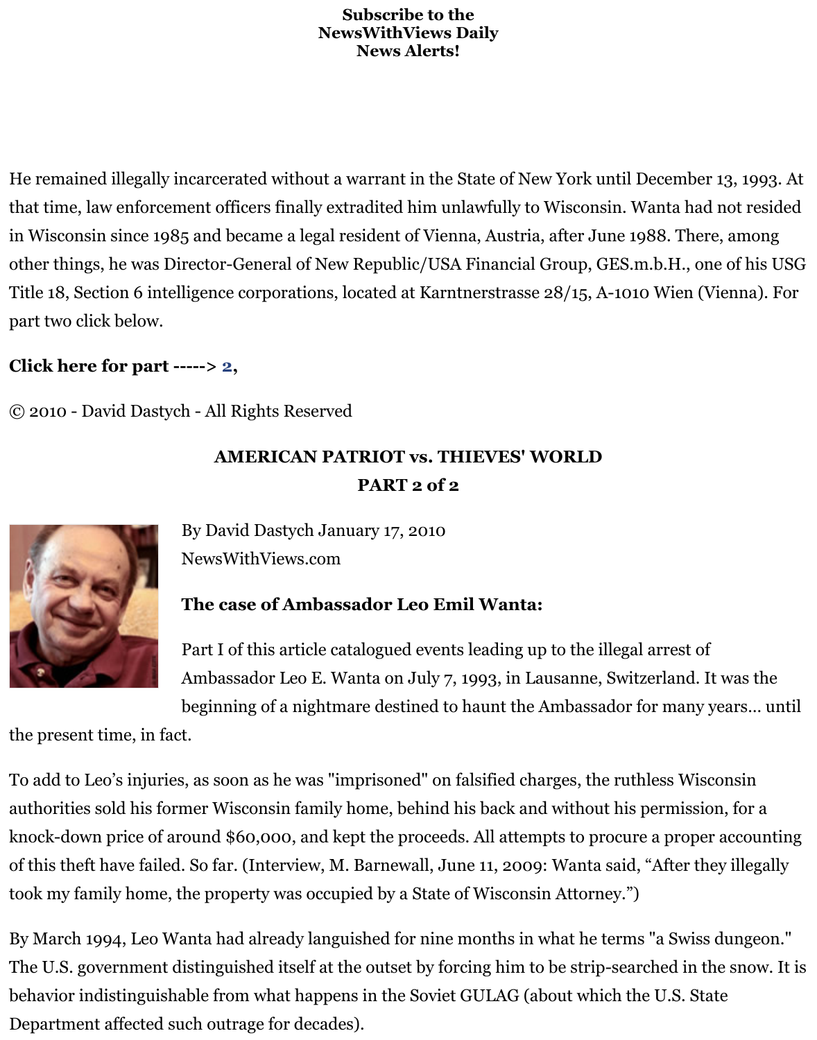**Subscribe to the NewsWithViews Daily News Alerts!**

He remained illegally incarcerated without a warrant in the State of New York until December 13, 1993. At that time, law enforcement officers finally extradited him unlawfully to Wisconsin. Wanta had not resided in Wisconsin since 1985 and became a legal resident of Vienna, Austria, after June 1988. There, among other things, he was Director-General of New Republic/USA Financial Group, GES.m.b.H., one of his USG Title 18, Section 6 intelligence corporations, located at Karntnerstrasse 28/15, A-1010 Wien (Vienna). For part two click below.

**Click here for part -----> 2,**

© 2010 - David Dastych - All Rights Reserved

## AMERICAN PATRIOT vs. THIEVES' WORLD
## PART 2 of 2

By David Dastych January 17, 2010
NewsWithViews.com

### The case of Ambassador Leo Emil Wanta:

Part I of this article catalogued events leading up to the illegal arrest of Ambassador Leo E. Wanta on July 7, 1993, in Lausanne, Switzerland. It was the beginning of a nightmare destined to haunt the Ambassador for many years… until the present time, in fact.

To add to Leo's injuries, as soon as he was "imprisoned" on falsified charges, the ruthless Wisconsin authorities sold his former Wisconsin family home, behind his back and without his permission, for a knock-down price of around $60,000, and kept the proceeds. All attempts to procure a proper accounting of this theft have failed. So far. (Interview, M. Barnewall, June 11, 2009: Wanta said, "After they illegally took my family home, the property was occupied by a State of Wisconsin Attorney.")

By March 1994, Leo Wanta had already languished for nine months in what he terms "a Swiss dungeon." The U.S. government distinguished itself at the outset by forcing him to be strip-searched in the snow. It is behavior indistinguishable from what happens in the Soviet GULAG (about which the U.S. State Department affected such outrage for decades).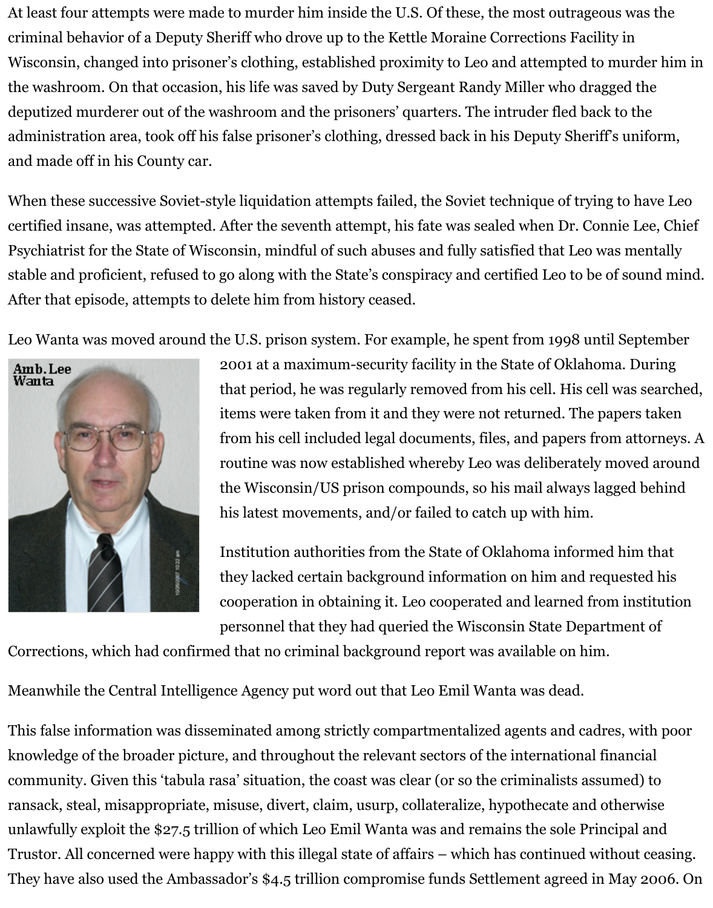At least four attempts were made to murder him inside the U.S. Of these, the most outrageous was the criminal behavior of a Deputy Sheriff who drove up to the Kettle Moraine Corrections Facility in Wisconsin, changed into prisoner's clothing, established proximity to Leo and attempted to murder him in the washroom. On that occasion, his life was saved by Duty Sergeant Randy Miller who dragged the deputized murderer out of the washroom and the prisoners' quarters. The intruder fled back to the administration area, took off his false prisoner's clothing, dressed back in his Deputy Sheriff's uniform, and made off in his County car.

When these successive Soviet-style liquidation attempts failed, the Soviet technique of trying to have Leo certified insane, was attempted. After the seventh attempt, his fate was sealed when Dr. Connie Lee, Chief Psychiatrist for the State of Wisconsin, mindful of such abuses and fully satisfied that Leo was mentally stable and proficient, refused to go along with the State's conspiracy and certified Leo to be of sound mind. After that episode, attempts to delete him from history ceased.

Leo Wanta was moved around the U.S. prison system. For example, he spent from 1998 until September 2001 at a maximum-security facility in the State of Oklahoma. During that period, he was regularly removed from his cell. His cell was searched, items were taken from it and they were not returned. The papers taken from his cell included legal documents, files, and papers from attorneys. A routine was now established whereby Leo was deliberately moved around the Wisconsin/US prison compounds, so his mail always lagged behind his latest movements, and/or failed to catch up with him.

Amb. Lee Wanta

Institution authorities from the State of Oklahoma informed him that they lacked certain background information on him and requested his cooperation in obtaining it. Leo cooperated and learned from institution personnel that they had queried the Wisconsin State Department of Corrections, which had confirmed that no criminal background report was available on him.

Meanwhile the Central Intelligence Agency put word out that Leo Emil Wanta was dead.

This false information was disseminated among strictly compartmentalized agents and cadres, with poor knowledge of the broader picture, and throughout the relevant sectors of the international financial community. Given this 'tabula rasa' situation, the coast was clear (or so the criminalists assumed) to ransack, steal, misappropriate, misuse, divert, claim, usurp, collateralize, hypothecate and otherwise unlawfully exploit the $27.5 trillion of which Leo Emil Wanta was and remains the sole Principal and Trustor. All concerned were happy with this illegal state of affairs – which has continued without ceasing. They have also used the Ambassador's $4.5 trillion compromise funds Settlement agreed in May 2006. On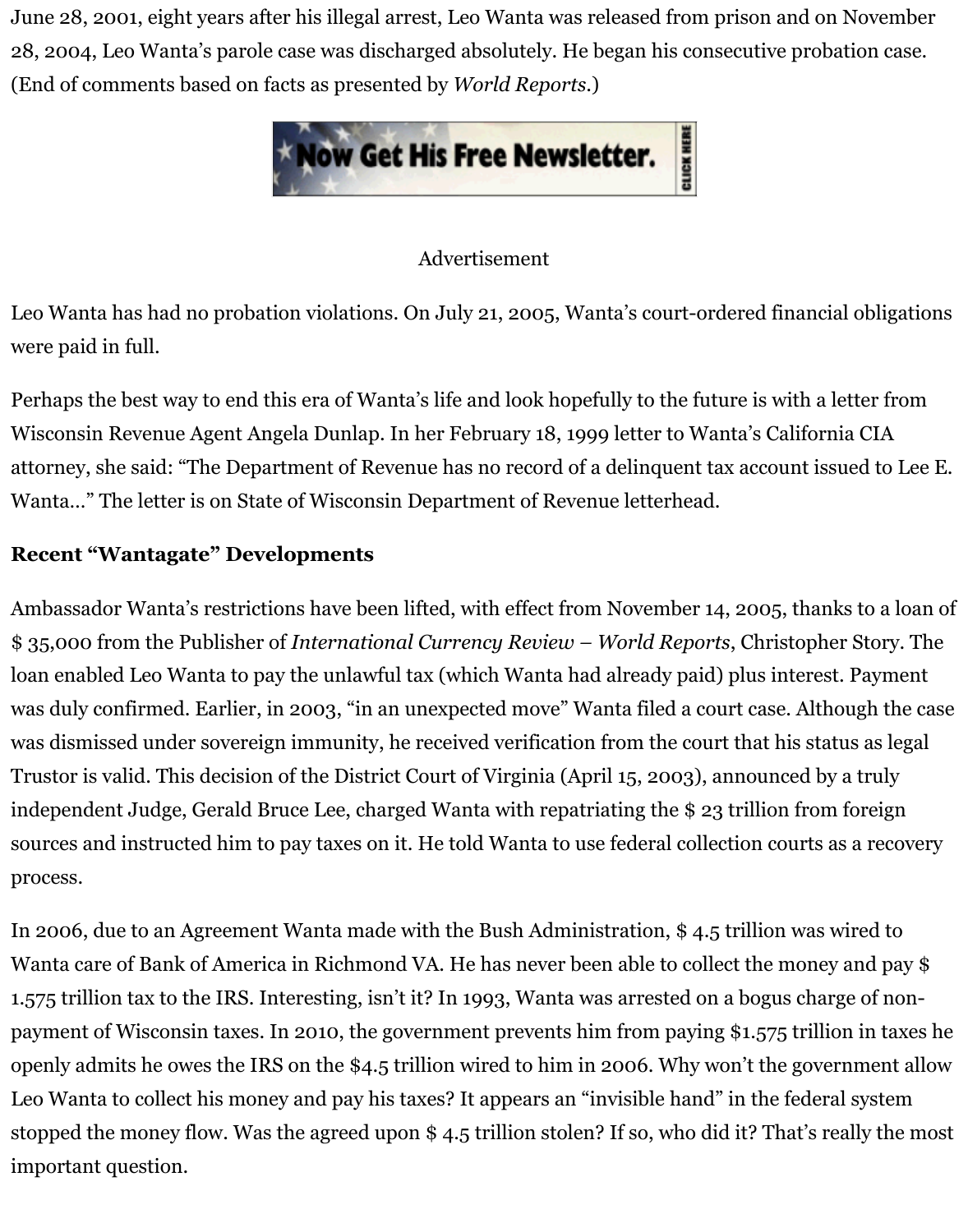June 28, 2001, eight years after his illegal arrest, Leo Wanta was released from prison and on November 28, 2004, Leo Wanta's parole case was discharged absolutely. He began his consecutive probation case. (End of comments based on facts as presented by *World Reports*.)

Now Get His Free Newsletter. CLICK HERE

Advertisement

Leo Wanta has had no probation violations. On July 21, 2005, Wanta's court-ordered financial obligations were paid in full.

Perhaps the best way to end this era of Wanta's life and look hopefully to the future is with a letter from Wisconsin Revenue Agent Angela Dunlap. In her February 18, 1999 letter to Wanta's California CIA attorney, she said: "The Department of Revenue has no record of a delinquent tax account issued to Lee E. Wanta…" The letter is on State of Wisconsin Department of Revenue letterhead.

**Recent "Wantagate" Developments**

Ambassador Wanta's restrictions have been lifted, with effect from November 14, 2005, thanks to a loan of $ 35,000 from the Publisher of *International Currency Review – World Reports*, Christopher Story. The loan enabled Leo Wanta to pay the unlawful tax (which Wanta had already paid) plus interest. Payment was duly confirmed. Earlier, in 2003, "in an unexpected move" Wanta filed a court case. Although the case was dismissed under sovereign immunity, he received verification from the court that his status as legal Trustor is valid. This decision of the District Court of Virginia (April 15, 2003), announced by a truly independent Judge, Gerald Bruce Lee, charged Wanta with repatriating the $ 23 trillion from foreign sources and instructed him to pay taxes on it. He told Wanta to use federal collection courts as a recovery process.

In 2006, due to an Agreement Wanta made with the Bush Administration, $ 4.5 trillion was wired to Wanta care of Bank of America in Richmond VA. He has never been able to collect the money and pay $ 1.575 trillion tax to the IRS. Interesting, isn't it? In 1993, Wanta was arrested on a bogus charge of non-payment of Wisconsin taxes. In 2010, the government prevents him from paying $1.575 trillion in taxes he openly admits he owes the IRS on the $4.5 trillion wired to him in 2006. Why won't the government allow Leo Wanta to collect his money and pay his taxes? It appears an "invisible hand" in the federal system stopped the money flow. Was the agreed upon $ 4.5 trillion stolen? If so, who did it? That's really the most important question.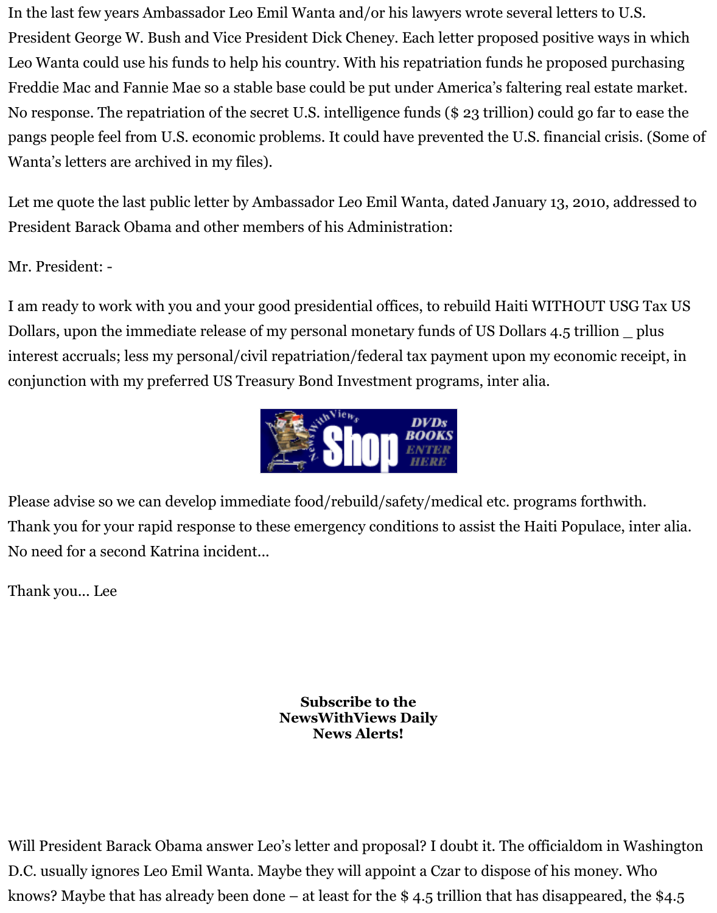In the last few years Ambassador Leo Emil Wanta and/or his lawyers wrote several letters to U.S. President George W. Bush and Vice President Dick Cheney. Each letter proposed positive ways in which Leo Wanta could use his funds to help his country. With his repatriation funds he proposed purchasing Freddie Mac and Fannie Mae so a stable base could be put under America's faltering real estate market. No response. The repatriation of the secret U.S. intelligence funds ($ 23 trillion) could go far to ease the pangs people feel from U.S. economic problems. It could have prevented the U.S. financial crisis. (Some of Wanta's letters are archived in my files).

Let me quote the last public letter by Ambassador Leo Emil Wanta, dated January 13, 2010, addressed to President Barack Obama and other members of his Administration:

Mr. President: -

I am ready to work with you and your good presidential offices, to rebuild Haiti WITHOUT USG Tax US Dollars, upon the immediate release of my personal monetary funds of US Dollars 4.5 trillion _ plus interest accruals; less my personal/civil repatriation/federal tax payment upon my economic receipt, in conjunction with my preferred US Treasury Bond Investment programs, inter alia.

Please advise so we can develop immediate food/rebuild/safety/medical etc. programs forthwith. Thank you for your rapid response to these emergency conditions to assist the Haiti Populace, inter alia. No need for a second Katrina incident...

Thank you... Lee

**Subscribe to the NewsWithViews Daily News Alerts!**

Will President Barack Obama answer Leo's letter and proposal? I doubt it. The officialdom in Washington D.C. usually ignores Leo Emil Wanta. Maybe they will appoint a Czar to dispose of his money. Who knows? Maybe that has already been done – at least for the $ 4.5 trillion that has disappeared, the $4.5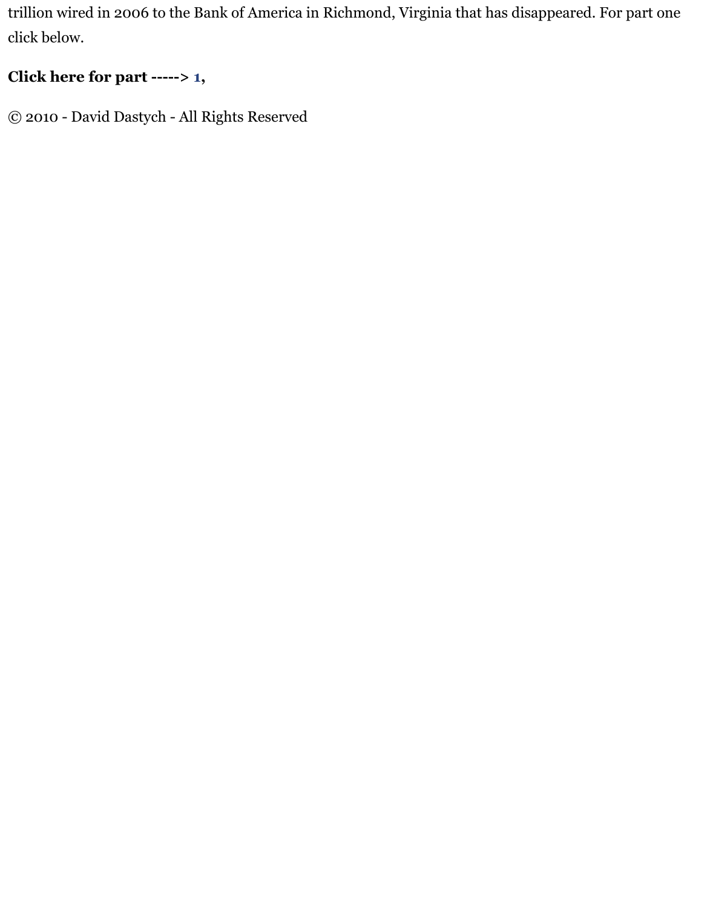trillion wired in 2006 to the Bank of America in Richmond, Virginia that has disappeared. For part one click below.

**Click here for part -----> 1,**

© 2010 - David Dastych - All Rights Reserved